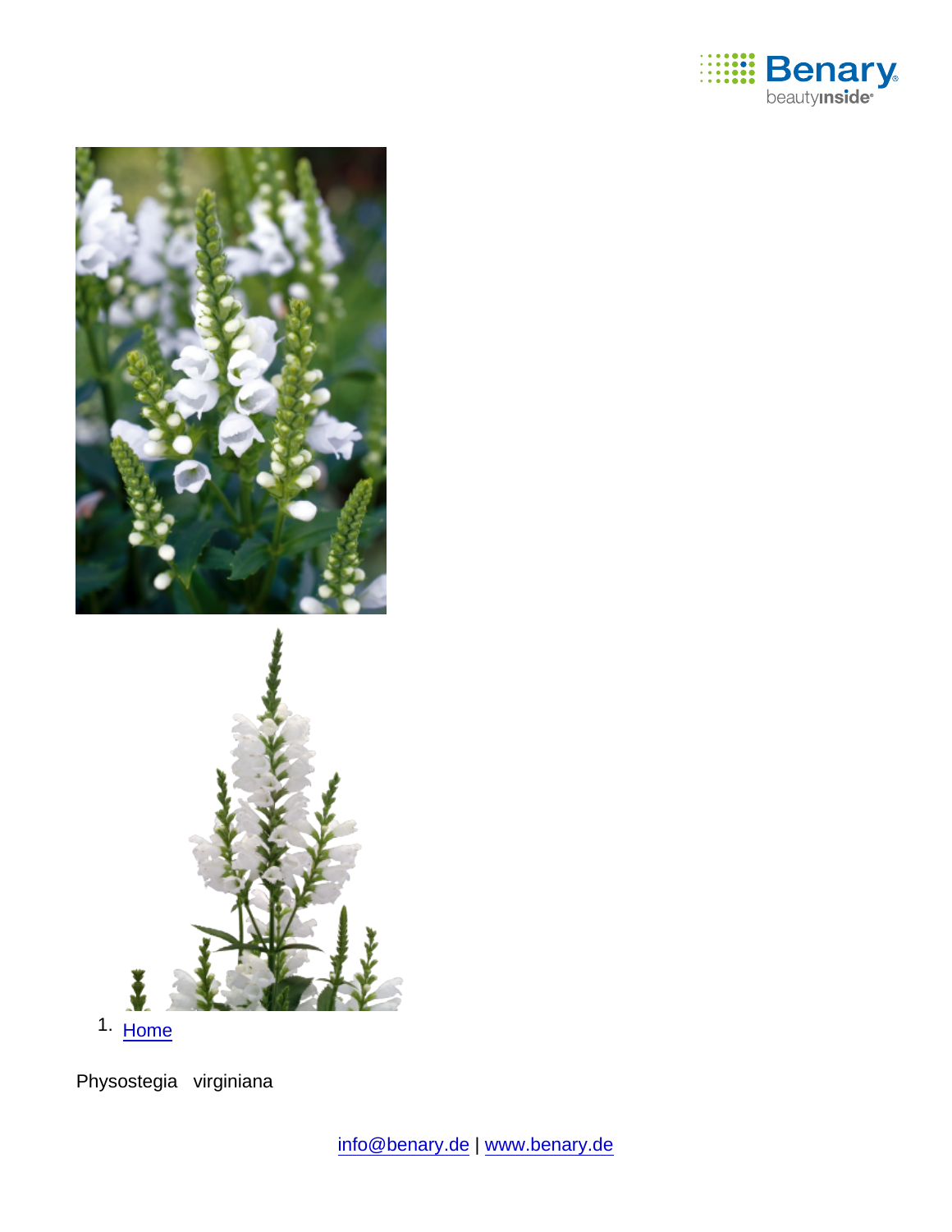1. Home

Physostegia virginiana

info@benary.de | www.benary.de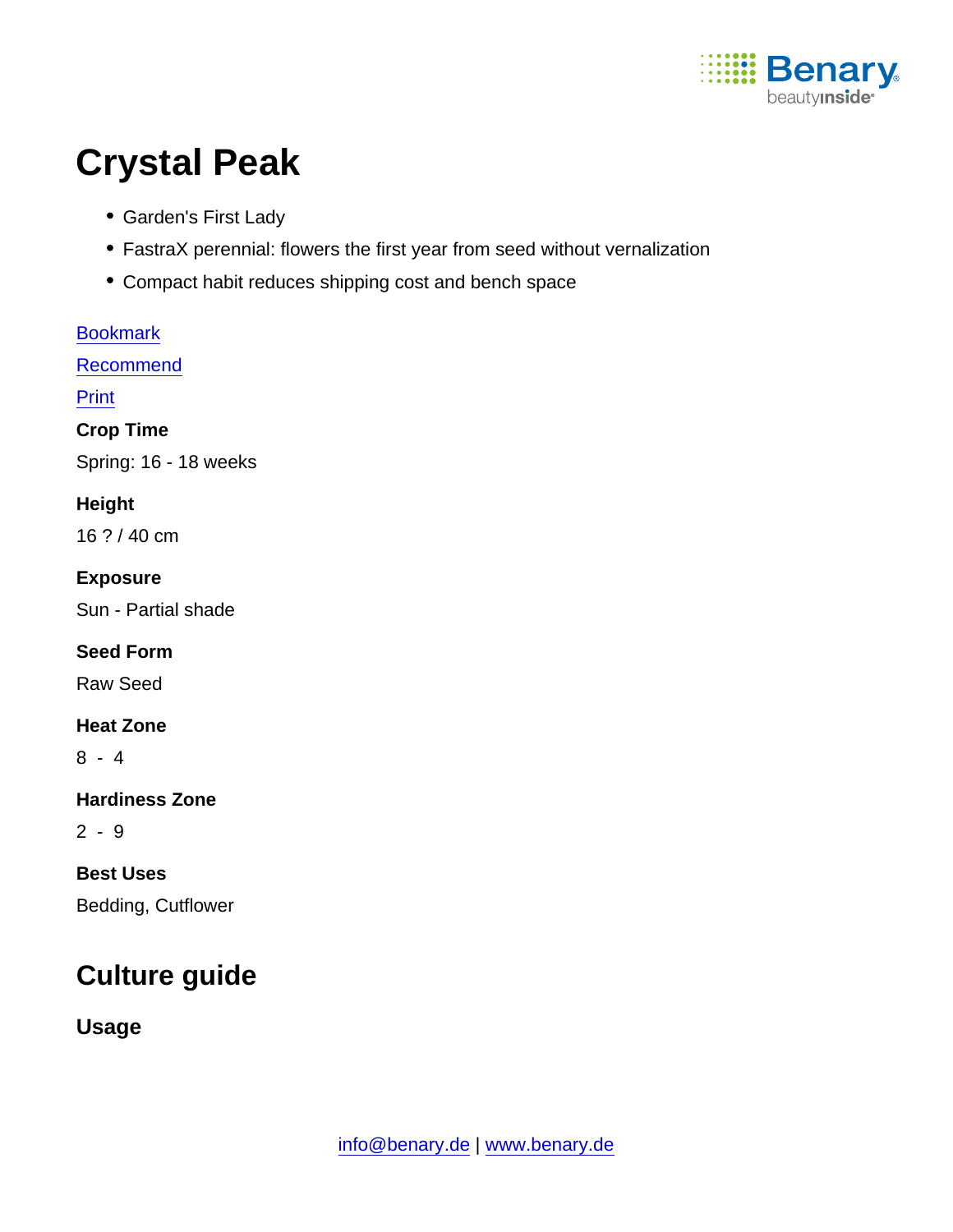# Crystal Peak

- Garden's First Lady
- FastraX perennial: flowers the first year from seed without vernalization
- Compact habit reduces shipping cost and bench space

Bookmark

Recommend

Print

**Crop Time**

Spring: 16 - 18 weeks

**Height**

16 ? / 40 cm

**Exposure**

Sun - Partial shade

**Seed Form**

Raw Seed

**Heat Zone**

8 - 4

**Hardiness Zone**

2 - 9

**Best Uses**

Bedding, Cutflower

## Culture guide

### Usage

info@benary.de | www.benary.de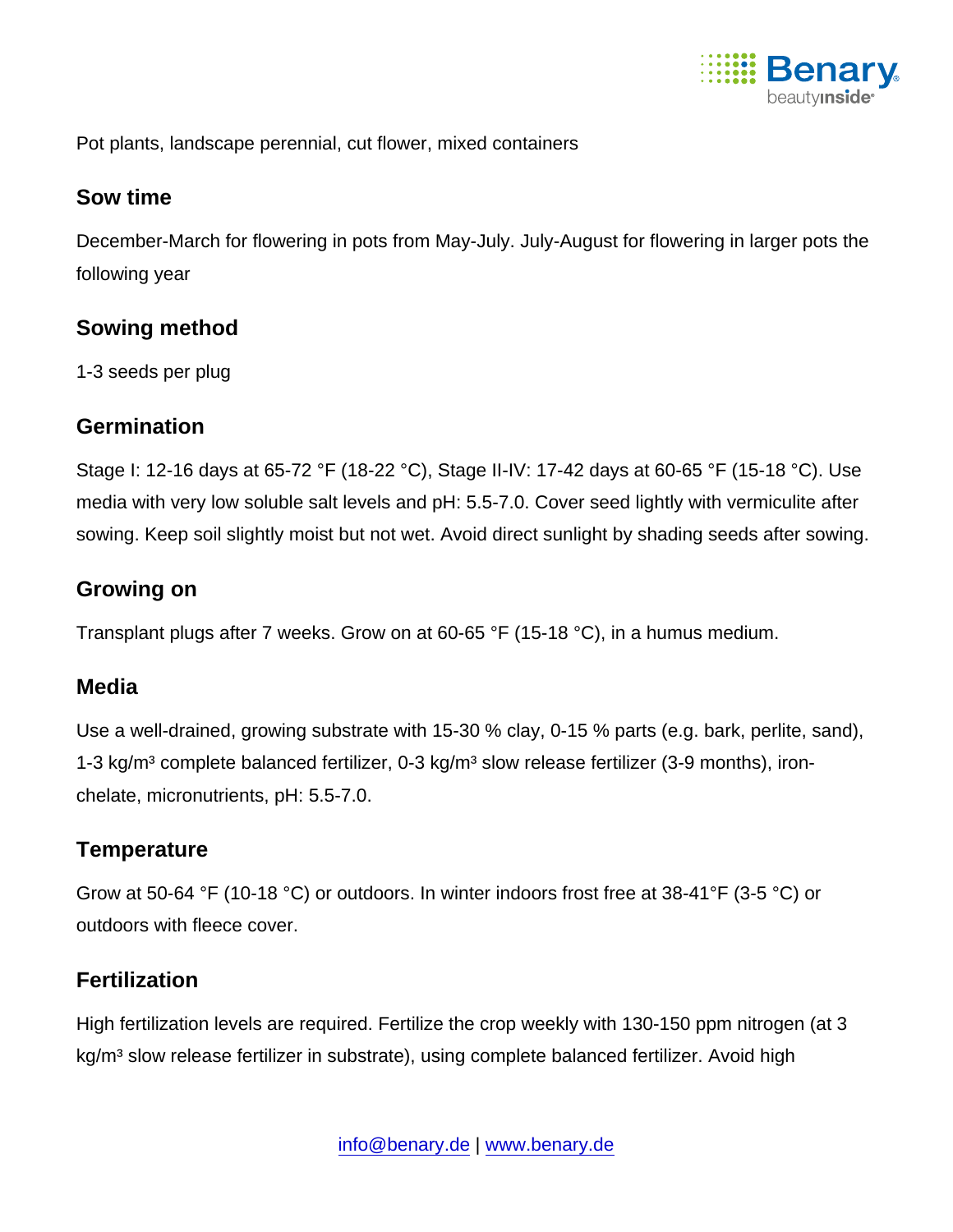Pot plants, landscape perennial, cut flower, mixed containers

## Sow time

December-March for flowering in pots from May-July. July-August for flowering in larger pots the following year

## Sowing method

1-3 seeds per plug

## Germination

Stage I: 12-16 days at 65-72 °F (18-22 °C), Stage II-IV: 17-42 days at 60-65 °F (15-18 °C). Use media with very low soluble salt levels and pH: 5.5-7.0. Cover seed lightly with vermiculite after sowing. Keep soil slightly moist but not wet. Avoid direct sunlight by shading seeds after sowing.

## Growing on

Transplant plugs after 7 weeks. Grow on at 60-65 °F (15-18 °C), in a humus medium.

## Media

Use a well-drained, growing substrate with 15-30 % clay, 0-15 % parts (e.g. bark, perlite, sand), 1-3 kg/m³ complete balanced fertilizer, 0-3 kg/m³ slow release fertilizer (3-9 months), iron-chelate, micronutrients, pH: 5.5-7.0.

## Temperature

Grow at 50-64 °F (10-18 °C) or outdoors. In winter indoors frost free at 38-41°F (3-5 °C) or outdoors with fleece cover.

## Fertilization

High fertilization levels are required. Fertilize the crop weekly with 130-150 ppm nitrogen (at 3 kg/m³ slow release fertilizer in substrate), using complete balanced fertilizer. Avoid high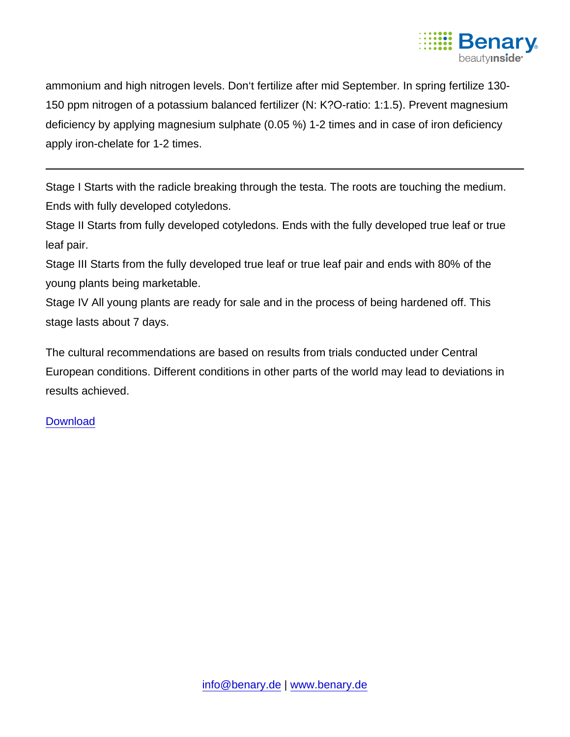ammonium and high nitrogen levels. Don‘t fertilize after mid September. In spring fertilize 130-150 ppm nitrogen of a potassium balanced fertilizer (N: K?O-ratio: 1:1.5). Prevent magnesium deficiency by applying magnesium sulphate (0.05 %) 1-2 times and in case of iron deficiency apply iron-chelate for 1-2 times.

---

Stage I Starts with the radicle breaking through the testa. The roots are touching the medium. Ends with fully developed cotyledons.
Stage II Starts from fully developed cotyledons. Ends with the fully developed true leaf or true leaf pair.
Stage III Starts from the fully developed true leaf or true leaf pair and ends with 80% of the young plants being marketable.
Stage IV All young plants are ready for sale and in the process of being hardened off. This stage lasts about 7 days.

The cultural recommendations are based on results from trials conducted under Central European conditions. Different conditions in other parts of the world may lead to deviations in results achieved.

Download

info@benary.de | www.benary.de